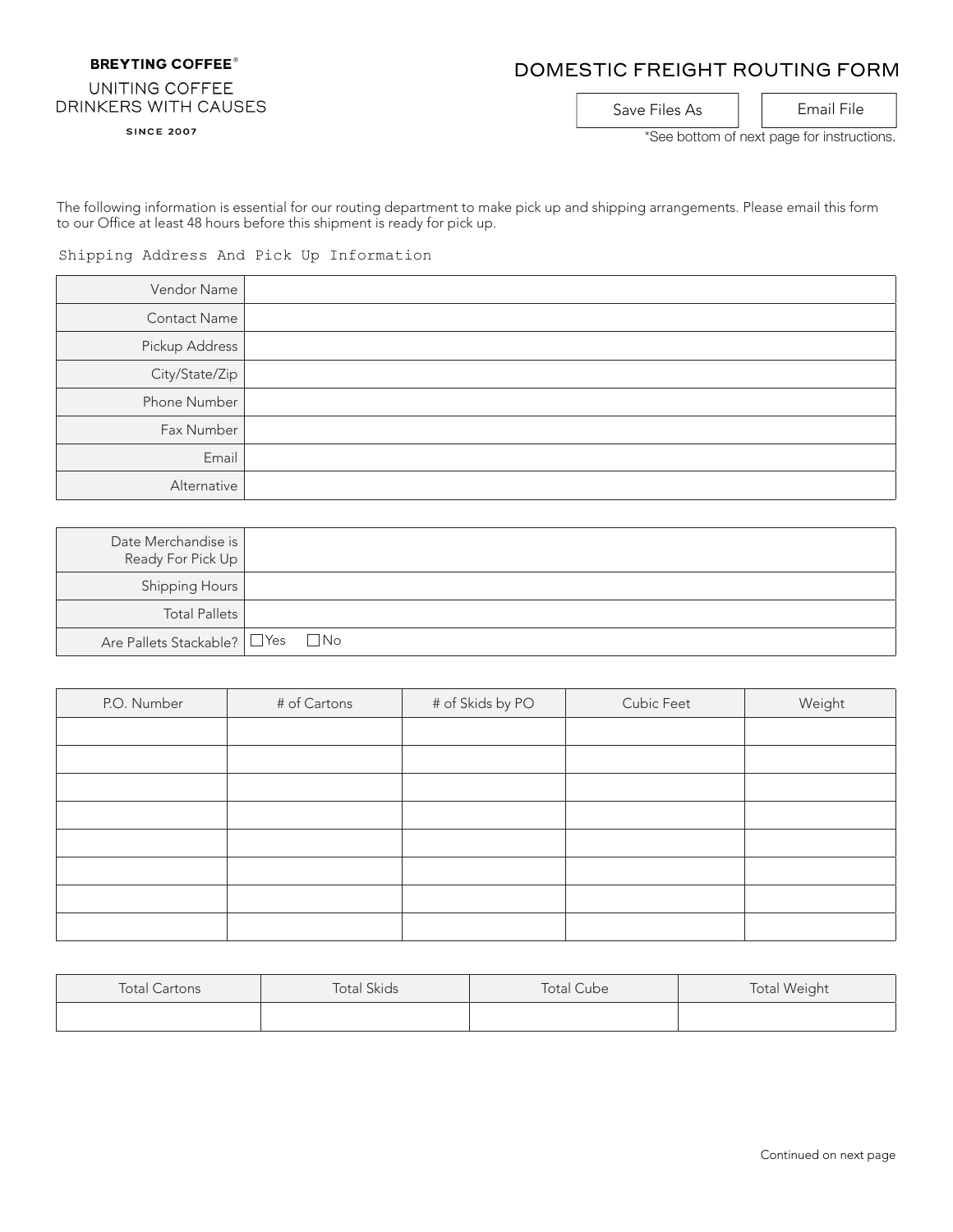**BREYTING COFFEE®**

UNITING COFFEE
DRINKERS WITH CAUSES

SINCE 2007

# DOMESTIC FREIGHT ROUTING FORM

Save Files As | Email File

*See bottom of next page for instructions.

The following information is essential for our routing department to make pick up and shipping arrangements. Please email this form to our Office at least 48 hours before this shipment is ready for pick up.

## Shipping Address And Pick Up Information

| | |
|---|---|
| Vendor Name | |
| Contact Name | |
| Pickup Address | |
| City/State/Zip | |
| Phone Number | |
| Fax Number | |
| Email | |
| Alternative | |

| | |
|---|---|
| Date Merchandise is Ready For Pick Up | |
| Shipping Hours | |
| Total Pallets | |
| Are Pallets Stackable? | ☐ Yes ☐ No |

| P.O. Number | # of Cartons | # of Skids by PO | Cubic Feet | Weight |
|---|---|---|---|---|
| | | | | |
| | | | | |
| | | | | |
| | | | | |
| | | | | |
| | | | | |
| | | | | |
| | | | | |

| Total Cartons | Total Skids | Total Cube | Total Weight |
|---|---|---|---|
| | | | |

Continued on next page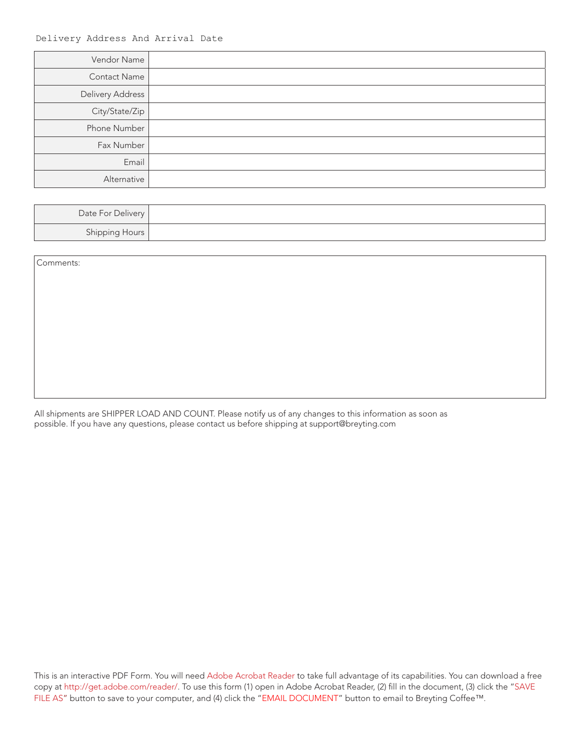Delivery Address And Arrival Date

| | |
|---|---|
| Vendor Name | |
| Contact Name | |
| Delivery Address | |
| City/State/Zip | |
| Phone Number | |
| Fax Number | |
| Email | |
| Alternative | |

| | |
|---|---|
| Date For Delivery | |
| Shipping Hours | |

Comments:

All shipments are SHIPPER LOAD AND COUNT. Please notify us of any changes to this information as soon as possible. If you have any questions, please contact us before shipping at support@breyting.com

This is an interactive PDF Form. You will need Adobe Acrobat Reader to take full advantage of its capabilities. You can download a free copy at http://get.adobe.com/reader/. To use this form (1) open in Adobe Acrobat Reader, (2) fill in the document, (3) click the "SAVE FILE AS" button to save to your computer, and (4) click the "EMAIL DOCUMENT" button to email to Breyting Coffee™.